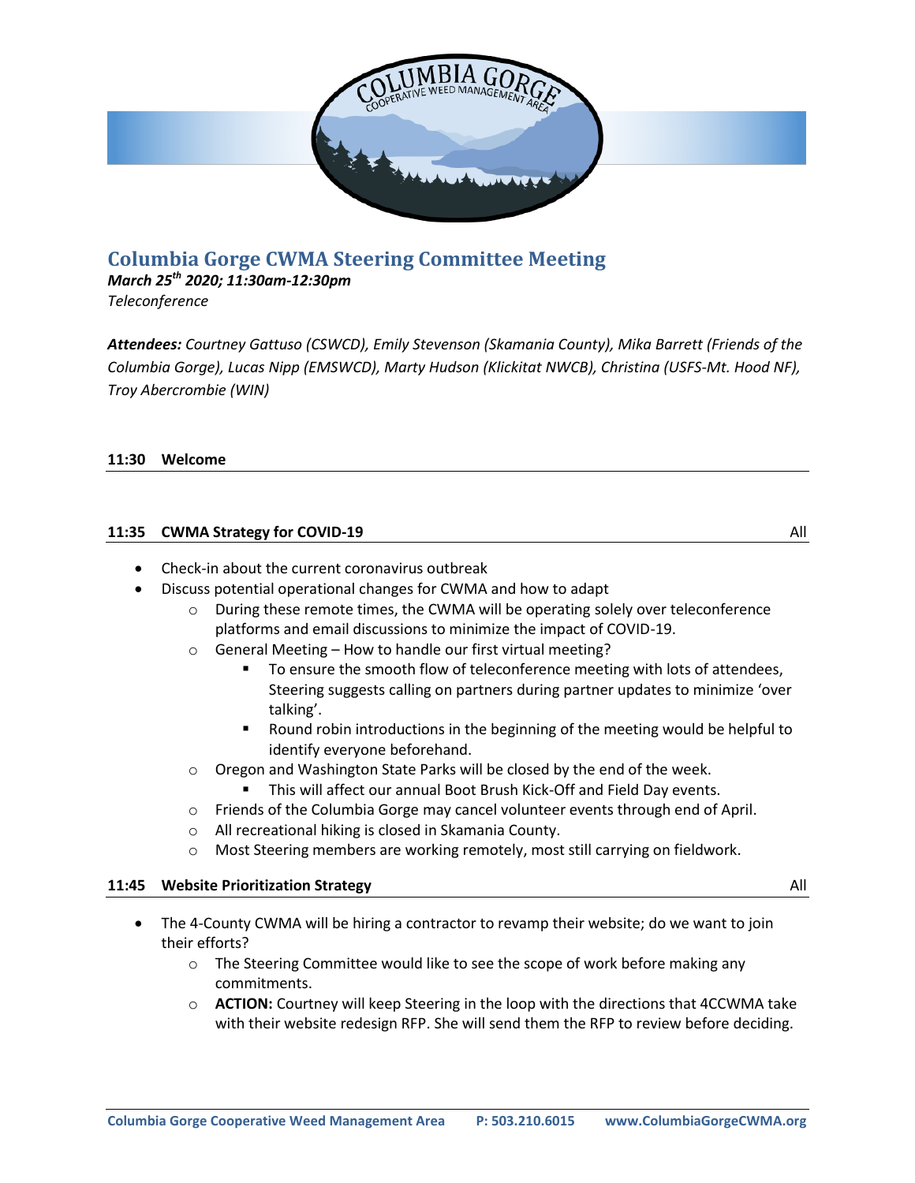# Columbia Gorge CWMA Steering Committee Meeting

***March 25th 2020; 11:30am-12:30pm***

*Teleconference*

***Attendees:*** *Courtney Gattuso (CSWCD), Emily Stevenson (Skamania County), Mika Barrett (Friends of the Columbia Gorge), Lucas Nipp (EMSWCD), Marty Hudson (Klickitat NWCB), Christina (USFS-Mt. Hood NF), Troy Abercrombie (WIN)*

**11:30 Welcome**

**11:35 CWMA Strategy for COVID-19** — All

- Check-in about the current coronavirus outbreak
- Discuss potential operational changes for CWMA and how to adapt
  - During these remote times, the CWMA will be operating solely over teleconference platforms and email discussions to minimize the impact of COVID-19.
  - General Meeting – How to handle our first virtual meeting?
    - To ensure the smooth flow of teleconference meeting with lots of attendees, Steering suggests calling on partners during partner updates to minimize 'over talking'.
    - Round robin introductions in the beginning of the meeting would be helpful to identify everyone beforehand.
  - Oregon and Washington State Parks will be closed by the end of the week.
    - This will affect our annual Boot Brush Kick-Off and Field Day events.
  - Friends of the Columbia Gorge may cancel volunteer events through end of April.
  - All recreational hiking is closed in Skamania County.
  - Most Steering members are working remotely, most still carrying on fieldwork.

**11:45 Website Prioritization Strategy** — All

- The 4-County CWMA will be hiring a contractor to revamp their website; do we want to join their efforts?
  - The Steering Committee would like to see the scope of work before making any commitments.
  - **ACTION:** Courtney will keep Steering in the loop with the directions that 4CCWMA take with their website redesign RFP. She will send them the RFP to review before deciding.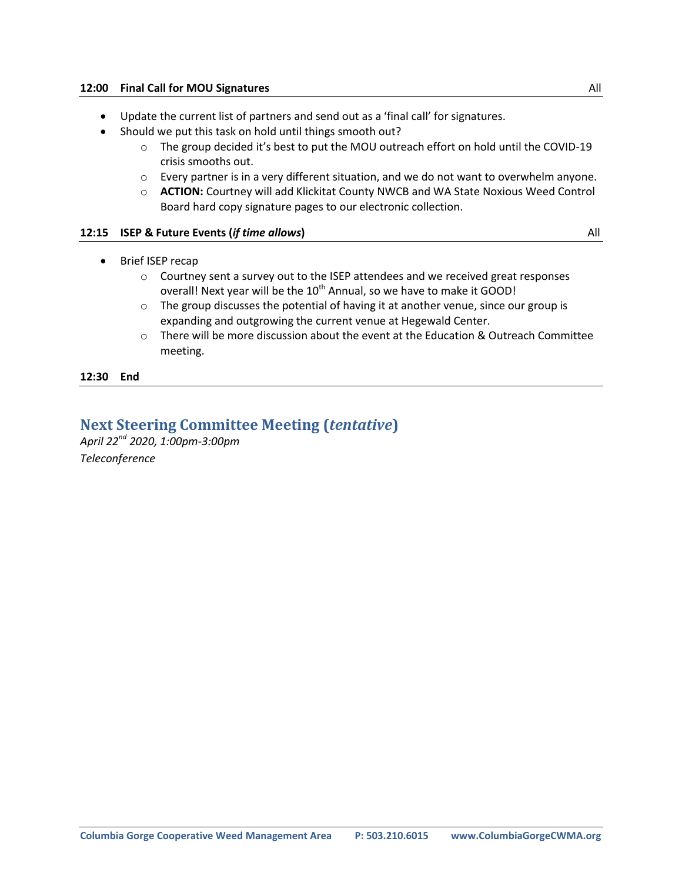**12:00 Final Call for MOU Signatures** — All

- Update the current list of partners and send out as a 'final call' for signatures.
- Should we put this task on hold until things smooth out?
  - The group decided it's best to put the MOU outreach effort on hold until the COVID-19 crisis smooths out.
  - Every partner is in a very different situation, and we do not want to overwhelm anyone.
  - **ACTION:** Courtney will add Klickitat County NWCB and WA State Noxious Weed Control Board hard copy signature pages to our electronic collection.

**12:15 ISEP & Future Events (*if time allows*)** — All

- Brief ISEP recap
  - Courtney sent a survey out to the ISEP attendees and we received great responses overall! Next year will be the 10th Annual, so we have to make it GOOD!
  - The group discusses the potential of having it at another venue, since our group is expanding and outgrowing the current venue at Hegewald Center.
  - There will be more discussion about the event at the Education & Outreach Committee meeting.

**12:30 End**

## Next Steering Committee Meeting (*tentative*)

*April 22nd 2020, 1:00pm-3:00pm*

*Teleconference*